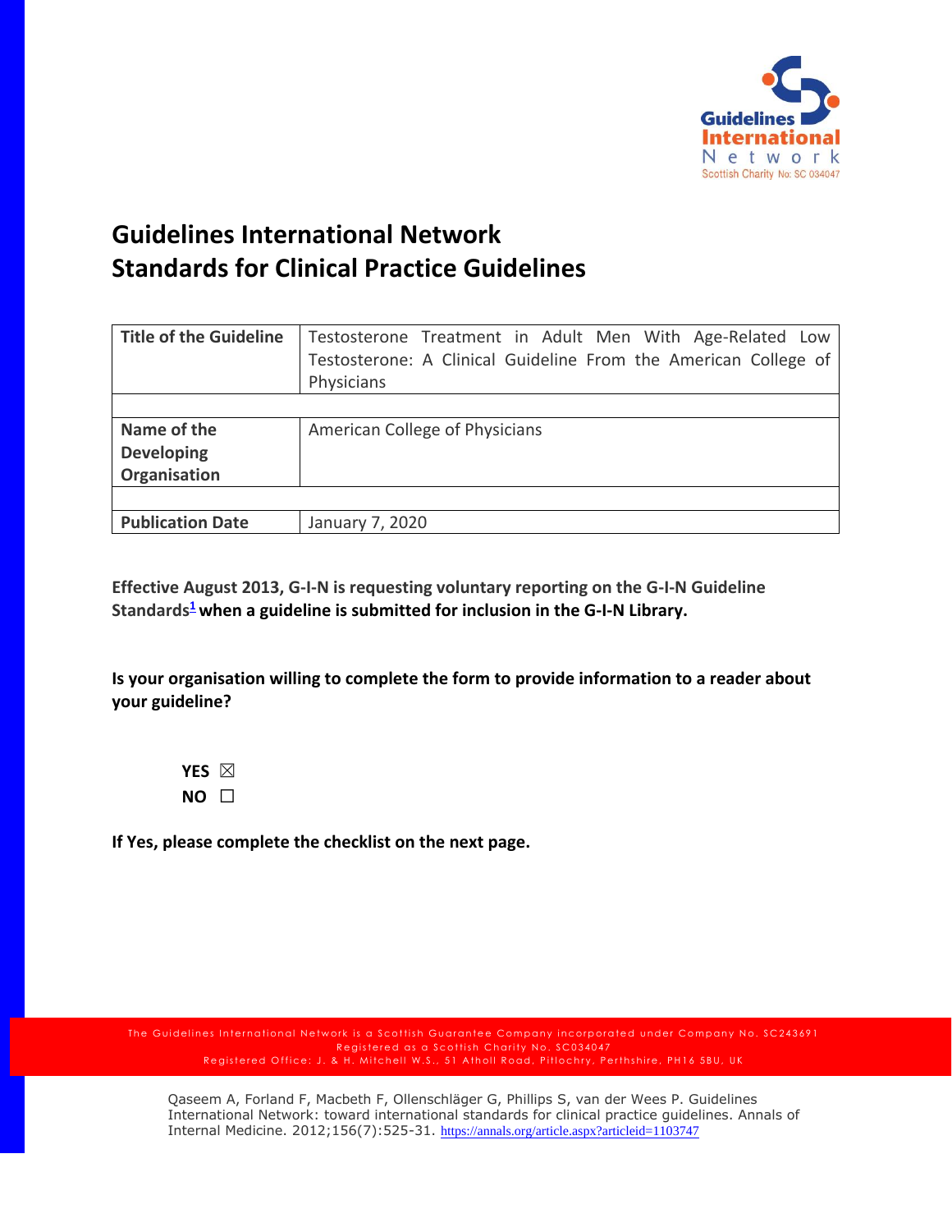# Guidelines International Network
# Standards for Clinical Practice Guidelines

| Title of the Guideline | Testosterone Treatment in Adult Men With Age-Related Low Testosterone: A Clinical Guideline From the American College of Physicians |
|---|---|
| | |
| Name of the Developing Organisation | American College of Physicians |
| | |
| Publication Date | January 7, 2020 |

**Effective August 2013, G-I-N is requesting voluntary reporting on the G-I-N Guideline Standards[1] when a guideline is submitted for inclusion in the G-I-N Library.**

**Is your organisation willing to complete the form to provide information to a reader about your guideline?**

**YES** ☒

**NO** ☐

**If Yes, please complete the checklist on the next page.**

The Guidelines International Network is a Scottish Guarantee Company incorporated under Company No. SC243691
Registered as a Scottish Charity No. SC034047
Registered Office: J. & H. Mitchell W.S., 51 Atholl Road, Pitlochry, Perthshire, PH16 5BU, UK

Qaseem A, Forland F, Macbeth F, Ollenschläger G, Phillips S, van der Wees P. Guidelines International Network: toward international standards for clinical practice guidelines. Annals of Internal Medicine. 2012;156(7):525-31. https://annals.org/article.aspx?articleid=1103747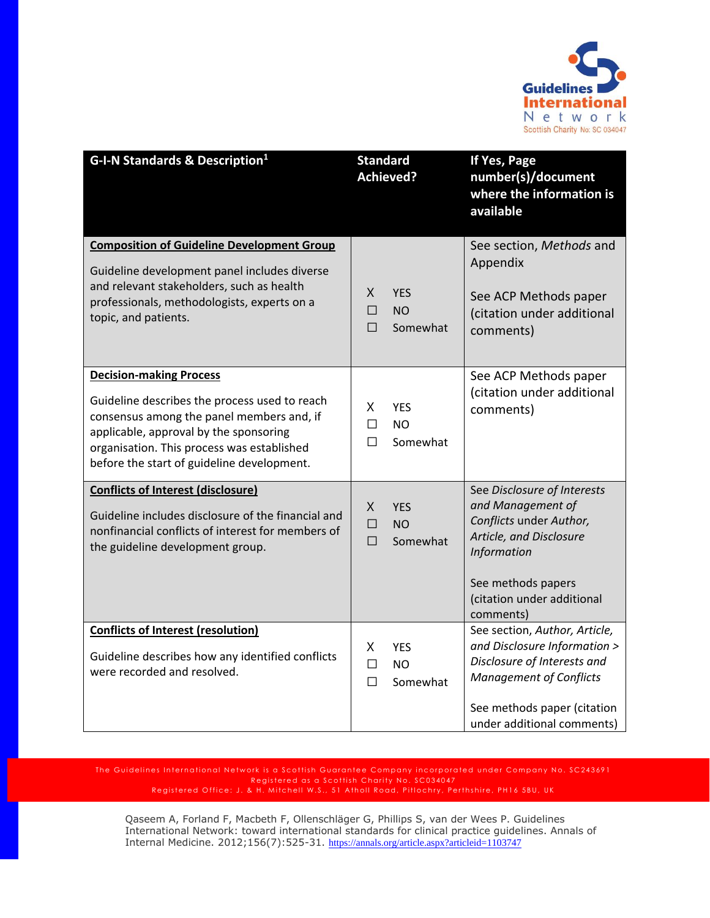| G-I-N Standards & Description[1] | Standard Achieved? | If Yes, Page number(s)/document where the information is available |
|---|---|---|
| **Composition of Guideline Development Group**<br><br>Guideline development panel includes diverse and relevant stakeholders, such as health professionals, methodologists, experts on a topic, and patients. | X YES<br>☐ NO<br>☐ Somewhat | See section, *Methods* and Appendix<br><br>See ACP Methods paper (citation under additional comments) |
| **Decision-making Process**<br><br>Guideline describes the process used to reach consensus among the panel members and, if applicable, approval by the sponsoring organisation. This process was established before the start of guideline development. | X YES<br>☐ NO<br>☐ Somewhat | See ACP Methods paper (citation under additional comments) |
| **Conflicts of Interest (disclosure)**<br><br>Guideline includes disclosure of the financial and nonfinancial conflicts of interest for members of the guideline development group. | X YES<br>☐ NO<br>☐ Somewhat | See *Disclosure of Interests and Management of Conflicts* under *Author, Article, and Disclosure Information*<br><br>See methods papers (citation under additional comments) |
| **Conflicts of Interest (resolution)**<br><br>Guideline describes how any identified conflicts were recorded and resolved. | X YES<br>☐ NO<br>☐ Somewhat | See section, *Author, Article, and Disclosure Information > Disclosure of Interests and Management of Conflicts*<br><br>See methods paper (citation under additional comments) |

The Guidelines International Network is a Scottish Guarantee Company incorporated under Company No. SC243691
Registered as a Scottish Charity No. SC034047
Registered Office: J. & H. Mitchell W.S., 51 Atholl Road, Pitlochry, Perthshire, PH16 5BU, UK

[1] Qaseem A, Forland F, Macbeth F, Ollenschläger G, Phillips S, van der Wees P. Guidelines International Network: toward international standards for clinical practice guidelines. Annals of Internal Medicine. 2012;156(7):525-31. https://annals.org/article.aspx?articleid=1103747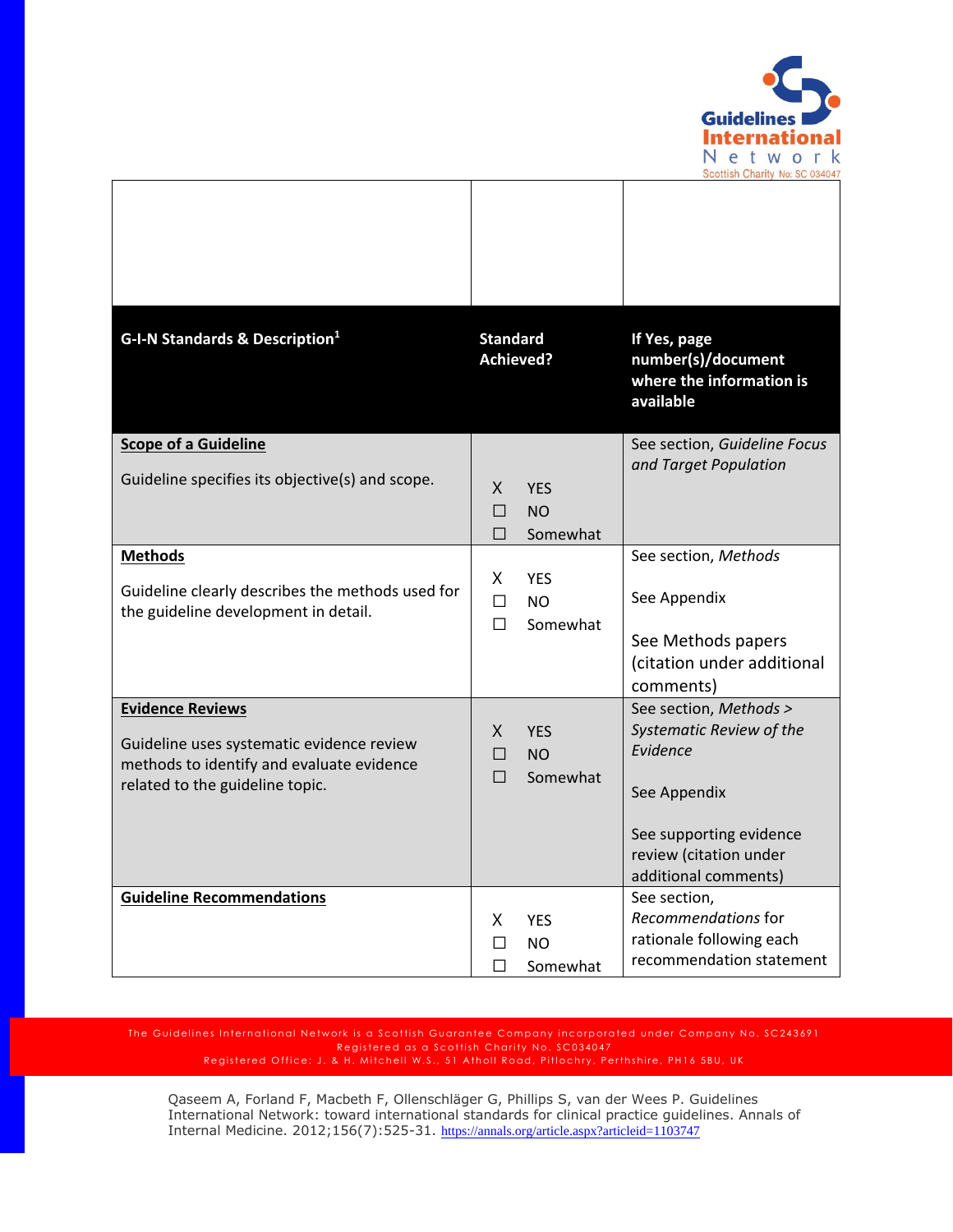| G-I-N Standards & Description[1] | Standard Achieved? | If Yes, page number(s)/document where the information is available |
|---|---|---|
| **Scope of a Guideline**<br><br>Guideline specifies its objective(s) and scope. | X YES<br>☐ NO<br>☐ Somewhat | See section, *Guideline Focus and Target Population* |
| **Methods**<br><br>Guideline clearly describes the methods used for the guideline development in detail. | X YES<br>☐ NO<br>☐ Somewhat | See section, *Methods*<br><br>See Appendix<br><br>See Methods papers (citation under additional comments) |
| **Evidence Reviews**<br><br>Guideline uses systematic evidence review methods to identify and evaluate evidence related to the guideline topic. | X YES<br>☐ NO<br>☐ Somewhat | See section, *Methods > Systematic Review of the Evidence*<br><br>See Appendix<br><br>See supporting evidence review (citation under additional comments) |
| **Guideline Recommendations** | X YES<br>☐ NO<br>☐ Somewhat | See section, *Recommendations* for rationale following each recommendation statement |

The Guidelines International Network is a Scottish Guarantee Company incorporated under Company No. SC243691
Registered as a Scottish Charity No. SC034047
Registered Office: J. & H. Mitchell W.S., 51 Atholl Road, Pitlochry, Perthshire, PH16 5BU, UK

Qaseem A, Forland F, Macbeth F, Ollenschläger G, Phillips S, van der Wees P. Guidelines International Network: toward international standards for clinical practice guidelines. Annals of Internal Medicine. 2012;156(7):525-31. https://annals.org/article.aspx?articleid=1103747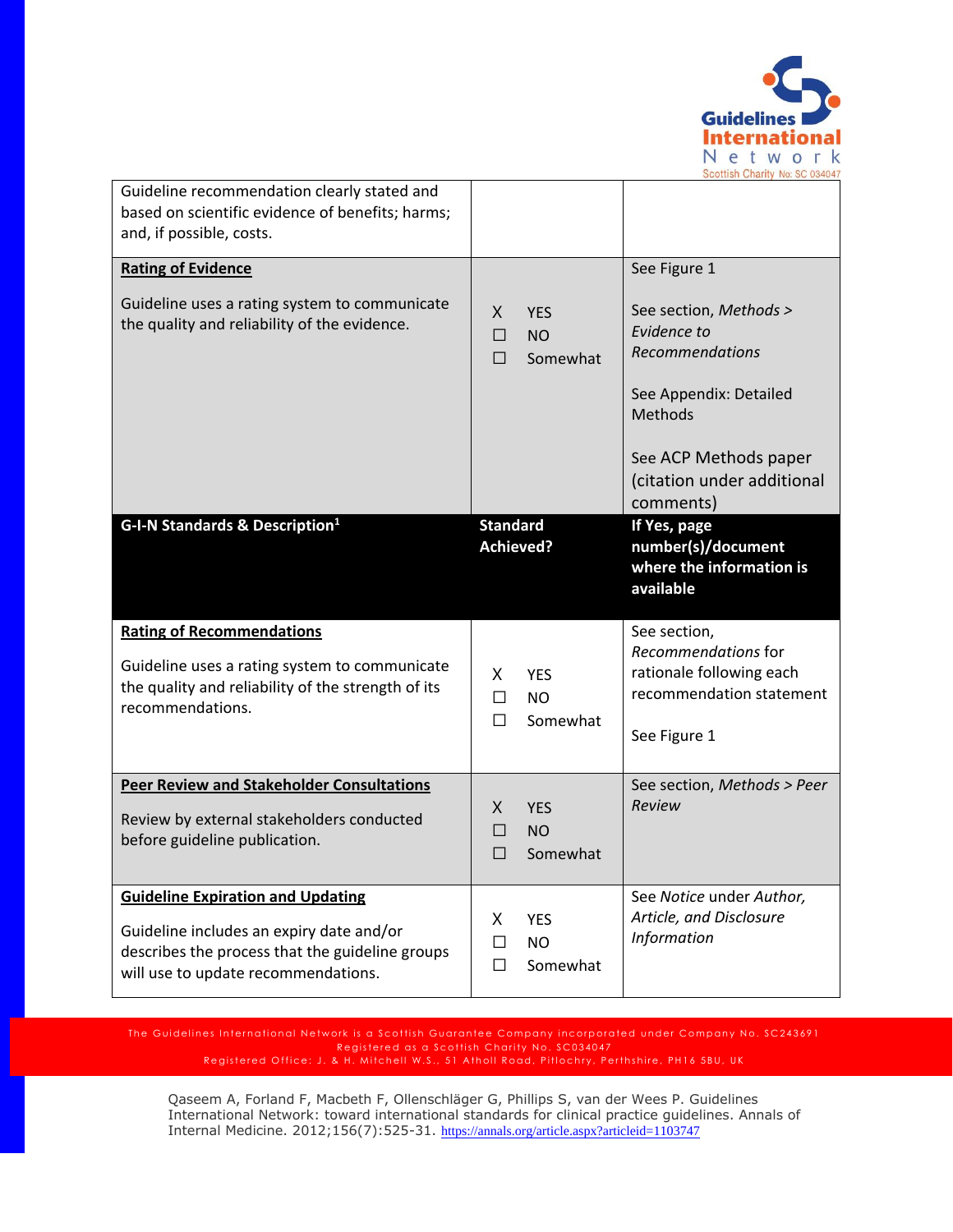| | | |
|---|---|---|
| Guideline recommendation clearly stated and based on scientific evidence of benefits; harms; and, if possible, costs. | | |
| **Rating of Evidence**<br><br>Guideline uses a rating system to communicate the quality and reliability of the evidence. | X YES<br>☐ NO<br>☐ Somewhat | See Figure 1<br><br>See section, *Methods > Evidence to Recommendations*<br><br>See Appendix: Detailed Methods<br><br>See ACP Methods paper (citation under additional comments) |
| **G-I-N Standards & Description[1]** | **Standard Achieved?** | **If Yes, page number(s)/document where the information is available** |
| **Rating of Recommendations**<br><br>Guideline uses a rating system to communicate the quality and reliability of the strength of its recommendations. | X YES<br>☐ NO<br>☐ Somewhat | See section, *Recommendations* for rationale following each recommendation statement<br><br>See Figure 1 |
| **Peer Review and Stakeholder Consultations**<br><br>Review by external stakeholders conducted before guideline publication. | X YES<br>☐ NO<br>☐ Somewhat | See section, *Methods > Peer Review* |
| **Guideline Expiration and Updating**<br><br>Guideline includes an expiry date and/or describes the process that the guideline groups will use to update recommendations. | X YES<br>☐ NO<br>☐ Somewhat | See *Notice* under *Author, Article, and Disclosure Information* |

Qaseem A, Forland F, Macbeth F, Ollenschläger G, Phillips S, van der Wees P. Guidelines International Network: toward international standards for clinical practice guidelines. Annals of Internal Medicine. 2012;156(7):525-31. https://annals.org/article.aspx?articleid=1103747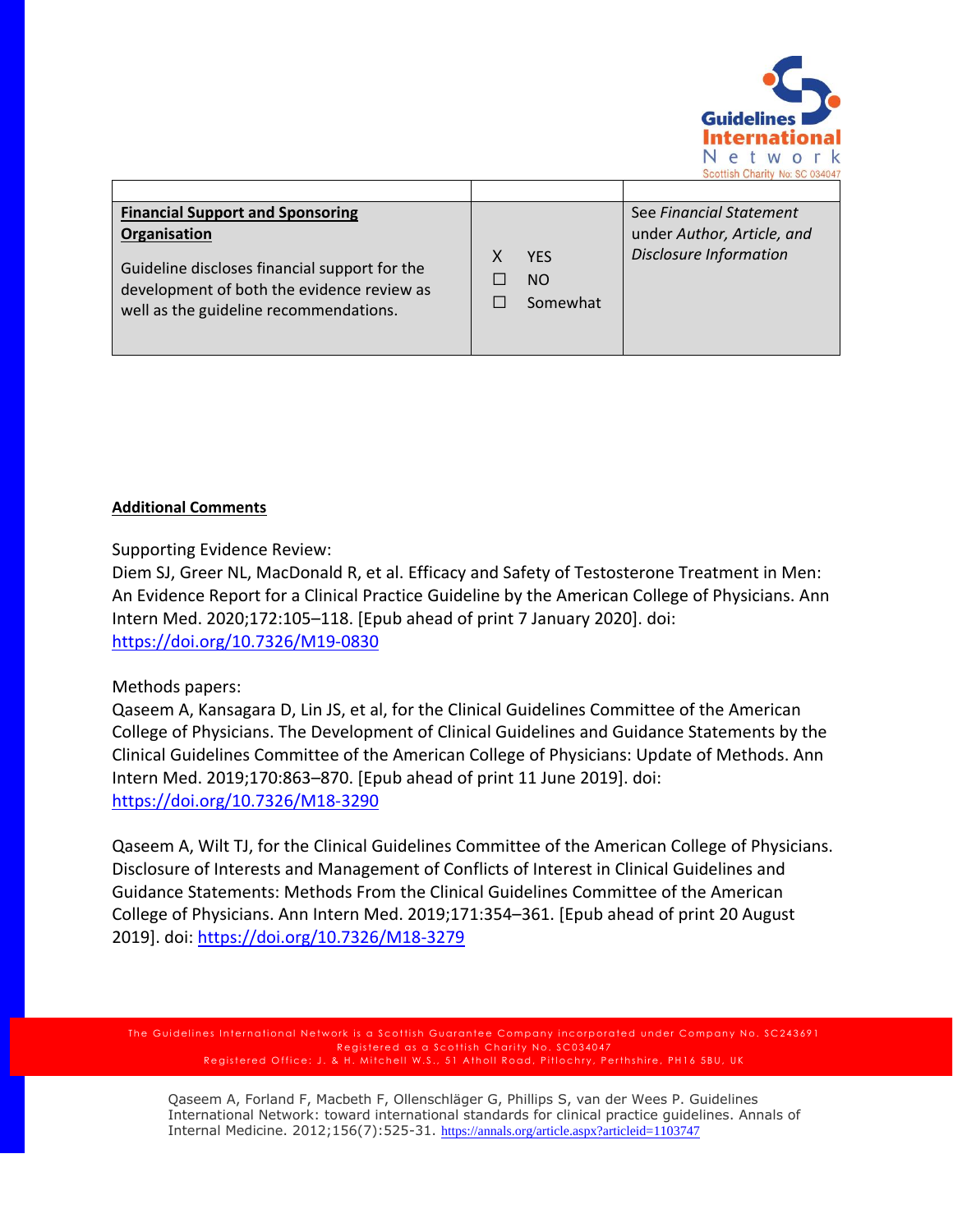| | | |
|---|---|---|
| **Financial Support and Sponsoring Organisation**<br><br>Guideline discloses financial support for the development of both the evidence review as well as the guideline recommendations. | X YES<br>☐ NO<br>☐ Somewhat | See *Financial Statement* under *Author, Article, and Disclosure Information* |

**Additional Comments**

Supporting Evidence Review:
Diem SJ, Greer NL, MacDonald R, et al. Efficacy and Safety of Testosterone Treatment in Men: An Evidence Report for a Clinical Practice Guideline by the American College of Physicians. Ann Intern Med. 2020;172:105–118. [Epub ahead of print 7 January 2020]. doi: https://doi.org/10.7326/M19-0830

Methods papers:
Qaseem A, Kansagara D, Lin JS, et al, for the Clinical Guidelines Committee of the American College of Physicians. The Development of Clinical Guidelines and Guidance Statements by the Clinical Guidelines Committee of the American College of Physicians: Update of Methods. Ann Intern Med. 2019;170:863–870. [Epub ahead of print 11 June 2019]. doi: https://doi.org/10.7326/M18-3290

Qaseem A, Wilt TJ, for the Clinical Guidelines Committee of the American College of Physicians. Disclosure of Interests and Management of Conflicts of Interest in Clinical Guidelines and Guidance Statements: Methods From the Clinical Guidelines Committee of the American College of Physicians. Ann Intern Med. 2019;171:354–361. [Epub ahead of print 20 August 2019]. doi: https://doi.org/10.7326/M18-3279

Qaseem A, Forland F, Macbeth F, Ollenschläger G, Phillips S, van der Wees P. Guidelines International Network: toward international standards for clinical practice guidelines. Annals of Internal Medicine. 2012;156(7):525-31. https://annals.org/article.aspx?articleid=1103747